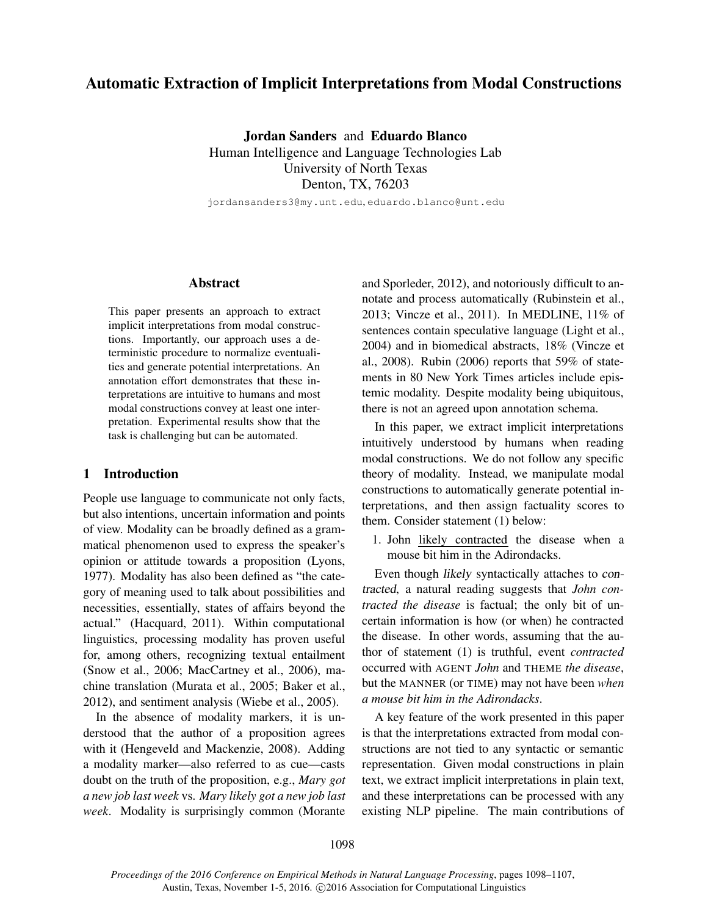// Automatic Extraction of Implicit Interpretations from Modal Constructions

**Jordan Sanders** and **Eduardo Blanco**
Human Intelligence and Language Technologies Lab
University of North Texas
Denton, TX, 76203
jordansanders3@my.unt.edu, eduardo.blanco@unt.edu

## Abstract

This paper presents an approach to extract implicit interpretations from modal constructions. Importantly, our approach uses a deterministic procedure to normalize eventualities and generate potential interpretations. An annotation effort demonstrates that these interpretations are intuitive to humans and most modal constructions convey at least one interpretation. Experimental results show that the task is challenging but can be automated.

## 1 Introduction

People use language to communicate not only facts, but also intentions, uncertain information and points of view. Modality can be broadly defined as a grammatical phenomenon used to express the speaker's opinion or attitude towards a proposition (Lyons, 1977). Modality has also been defined as "the category of meaning used to talk about possibilities and necessities, essentially, states of affairs beyond the actual." (Hacquard, 2011). Within computational linguistics, processing modality has proven useful for, among others, recognizing textual entailment (Snow et al., 2006; MacCartney et al., 2006), machine translation (Murata et al., 2005; Baker et al., 2012), and sentiment analysis (Wiebe et al., 2005).

In the absence of modality markers, it is understood that the author of a proposition agrees with it (Hengeveld and Mackenzie, 2008). Adding a modality marker—also referred to as cue—casts doubt on the truth of the proposition, e.g., *Mary got a new job last week* vs. *Mary likely got a new job last week*. Modality is surprisingly common (Morante and Sporleder, 2012), and notoriously difficult to annotate and process automatically (Rubinstein et al., 2013; Vincze et al., 2011). In MEDLINE, 11% of sentences contain speculative language (Light et al., 2004) and in biomedical abstracts, 18% (Vincze et al., 2008). Rubin (2006) reports that 59% of statements in 80 New York Times articles include epistemic modality. Despite modality being ubiquitous, there is not an agreed upon annotation schema.

In this paper, we extract implicit interpretations intuitively understood by humans when reading modal constructions. We do not follow any specific theory of modality. Instead, we manipulate modal constructions to automatically generate potential interpretations, and then assign factuality scores to them. Consider statement (1) below:

1. John <u>likely contracted</u> the disease when a mouse bit him in the Adirondacks.

Even though *likely* syntactically attaches to *contracted*, a natural reading suggests that *John contracted the disease* is factual; the only bit of uncertain information is how (or when) he contracted the disease. In other words, assuming that the author of statement (1) is truthful, event *contracted* occurred with AGENT *John* and THEME *the disease*, but the MANNER (or TIME) may not have been *when a mouse bit him in the Adirondacks*.

A key feature of the work presented in this paper is that the interpretations extracted from modal constructions are not tied to any syntactic or semantic representation. Given modal constructions in plain text, we extract implicit interpretations in plain text, and these interpretations can be processed with any existing NLP pipeline. The main contributions of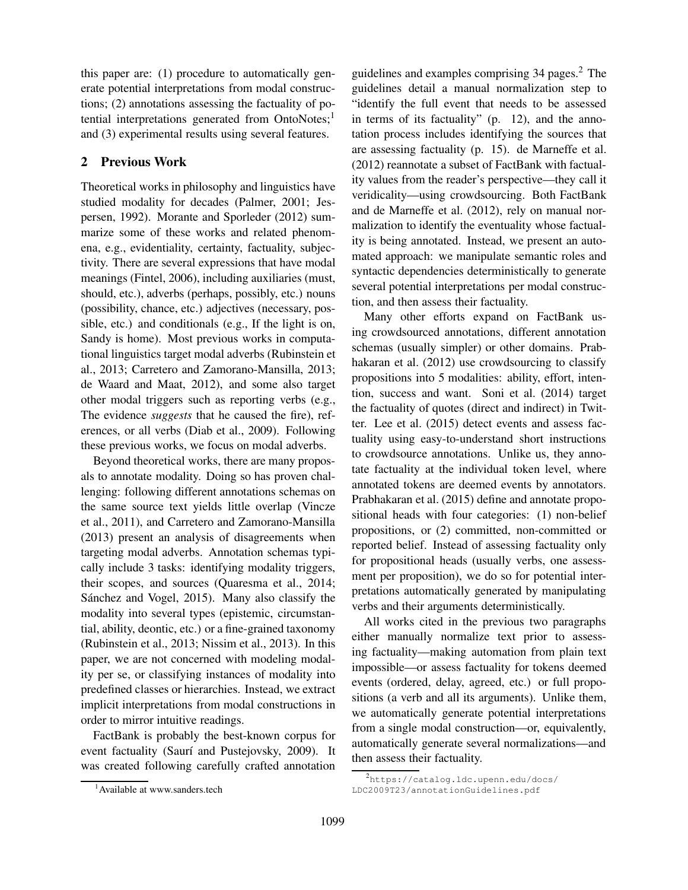this paper are: (1) procedure to automatically generate potential interpretations from modal constructions; (2) annotations assessing the factuality of potential interpretations generated from OntoNotes;[1] and (3) experimental results using several features.

## 2 Previous Work

Theoretical works in philosophy and linguistics have studied modality for decades (Palmer, 2001; Jespersen, 1992). Morante and Sporleder (2012) summarize some of these works and related phenomena, e.g., evidentiality, certainty, factuality, subjectivity. There are several expressions that have modal meanings (Fintel, 2006), including auxiliaries (must, should, etc.), adverbs (perhaps, possibly, etc.) nouns (possibility, chance, etc.) adjectives (necessary, possible, etc.) and conditionals (e.g., If the light is on, Sandy is home). Most previous works in computational linguistics target modal adverbs (Rubinstein et al., 2013; Carretero and Zamorano-Mansilla, 2013; de Waard and Maat, 2012), and some also target other modal triggers such as reporting verbs (e.g., The evidence *suggests* that he caused the fire), references, or all verbs (Diab et al., 2009). Following these previous works, we focus on modal adverbs.

Beyond theoretical works, there are many proposals to annotate modality. Doing so has proven challenging: following different annotations schemas on the same source text yields little overlap (Vincze et al., 2011), and Carretero and Zamorano-Mansilla (2013) present an analysis of disagreements when targeting modal adverbs. Annotation schemas typically include 3 tasks: identifying modality triggers, their scopes, and sources (Quaresma et al., 2014; Sánchez and Vogel, 2015). Many also classify the modality into several types (epistemic, circumstantial, ability, deontic, etc.) or a fine-grained taxonomy (Rubinstein et al., 2013; Nissim et al., 2013). In this paper, we are not concerned with modeling modality per se, or classifying instances of modality into predefined classes or hierarchies. Instead, we extract implicit interpretations from modal constructions in order to mirror intuitive readings.

FactBank is probably the best-known corpus for event factuality (Saurí and Pustejovsky, 2009). It was created following carefully crafted annotation guidelines and examples comprising 34 pages.[2] The guidelines detail a manual normalization step to "identify the full event that needs to be assessed in terms of its factuality" (p. 12), and the annotation process includes identifying the sources that are assessing factuality (p. 15). de Marneffe et al. (2012) reannotate a subset of FactBank with factuality values from the reader's perspective—they call it veridicality—using crowdsourcing. Both FactBank and de Marneffe et al. (2012), rely on manual normalization to identify the eventuality whose factuality is being annotated. Instead, we present an automated approach: we manipulate semantic roles and syntactic dependencies deterministically to generate several potential interpretations per modal construction, and then assess their factuality.

Many other efforts expand on FactBank using crowdsourced annotations, different annotation schemas (usually simpler) or other domains. Prabhakaran et al. (2012) use crowdsourcing to classify propositions into 5 modalities: ability, effort, intention, success and want. Soni et al. (2014) target the factuality of quotes (direct and indirect) in Twitter. Lee et al. (2015) detect events and assess factuality using easy-to-understand short instructions to crowdsource annotations. Unlike us, they annotate factuality at the individual token level, where annotated tokens are deemed events by annotators. Prabhakaran et al. (2015) define and annotate propositional heads with four categories: (1) non-belief propositions, or (2) committed, non-committed or reported belief. Instead of assessing factuality only for propositional heads (usually verbs, one assessment per proposition), we do so for potential interpretations automatically generated by manipulating verbs and their arguments deterministically.

All works cited in the previous two paragraphs either manually normalize text prior to assessing factuality—making automation from plain text impossible—or assess factuality for tokens deemed events (ordered, delay, agreed, etc.) or full propositions (a verb and all its arguments). Unlike them, we automatically generate potential interpretations from a single modal construction—or, equivalently, automatically generate several normalizations—and then assess their factuality.

[1] Available at www.sanders.tech

[2] https://catalog.ldc.upenn.edu/docs/LDC2009T23/annotationGuidelines.pdf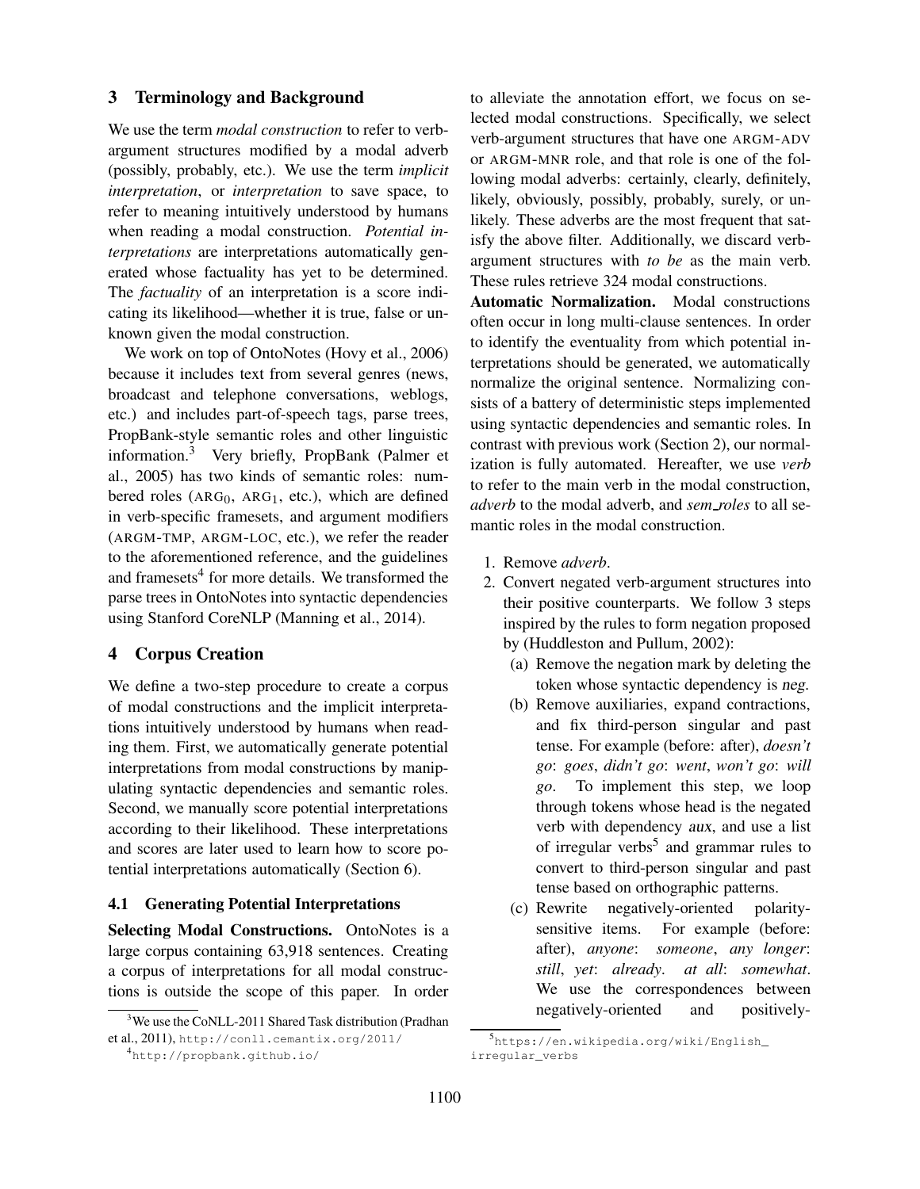## 3 Terminology and Background

We use the term *modal construction* to refer to verb-argument structures modified by a modal adverb (possibly, probably, etc.). We use the term *implicit interpretation*, or *interpretation* to save space, to refer to meaning intuitively understood by humans when reading a modal construction. *Potential interpretations* are interpretations automatically generated whose factuality has yet to be determined. The *factuality* of an interpretation is a score indicating its likelihood—whether it is true, false or unknown given the modal construction.

We work on top of OntoNotes (Hovy et al., 2006) because it includes text from several genres (news, broadcast and telephone conversations, weblogs, etc.) and includes part-of-speech tags, parse trees, PropBank-style semantic roles and other linguistic information.[3] Very briefly, PropBank (Palmer et al., 2005) has two kinds of semantic roles: numbered roles ($\text{ARG}_0$, $\text{ARG}_1$, etc.), which are defined in verb-specific framesets, and argument modifiers (ARGM-TMP, ARGM-LOC, etc.), we refer the reader to the aforementioned reference, and the guidelines and framesets[4] for more details. We transformed the parse trees in OntoNotes into syntactic dependencies using Stanford CoreNLP (Manning et al., 2014).

## 4 Corpus Creation

We define a two-step procedure to create a corpus of modal constructions and the implicit interpretations intuitively understood by humans when reading them. First, we automatically generate potential interpretations from modal constructions by manipulating syntactic dependencies and semantic roles. Second, we manually score potential interpretations according to their likelihood. These interpretations and scores are later used to learn how to score potential interpretations automatically (Section 6).

### 4.1 Generating Potential Interpretations

**Selecting Modal Constructions.** OntoNotes is a large corpus containing 63,918 sentences. Creating a corpus of interpretations for all modal constructions is outside the scope of this paper. In order to alleviate the annotation effort, we focus on selected modal constructions. Specifically, we select verb-argument structures that have one ARGM-ADV or ARGM-MNR role, and that role is one of the following modal adverbs: certainly, clearly, definitely, likely, obviously, possibly, probably, surely, or unlikely. These adverbs are the most frequent that satisfy the above filter. Additionally, we discard verb-argument structures with *to be* as the main verb. These rules retrieve 324 modal constructions.

**Automatic Normalization.** Modal constructions often occur in long multi-clause sentences. In order to identify the eventuality from which potential interpretations should be generated, we automatically normalize the original sentence. Normalizing consists of a battery of deterministic steps implemented using syntactic dependencies and semantic roles. In contrast with previous work (Section 2), our normalization is fully automated. Hereafter, we use *verb* to refer to the main verb in the modal construction, *adverb* to the modal adverb, and *sem_roles* to all semantic roles in the modal construction.

1. Remove *adverb*.
2. Convert negated verb-argument structures into their positive counterparts. We follow 3 steps inspired by the rules to form negation proposed by (Huddleston and Pullum, 2002):
   (a) Remove the negation mark by deleting the token whose syntactic dependency is *neg*.
   (b) Remove auxiliaries, expand contractions, and fix third-person singular and past tense. For example (before: after), *doesn't go*: *goes*, *didn't go*: *went*, *won't go*: *will go*. To implement this step, we loop through tokens whose head is the negated verb with dependency *aux*, and use a list of irregular verbs[5] and grammar rules to convert to third-person singular and past tense based on orthographic patterns.
   (c) Rewrite negatively-oriented polarity-sensitive items. For example (before: after), *anyone*: *someone*, *any longer*: *still*, *yet*: *already*. *at all*: *somewhat*. We use the correspondences between negatively-oriented and positively-

[3] We use the CoNLL-2011 Shared Task distribution (Pradhan et al., 2011), http://conll.cemantix.org/2011/

[4] http://propbank.github.io/

[5] https://en.wikipedia.org/wiki/English_irregular_verbs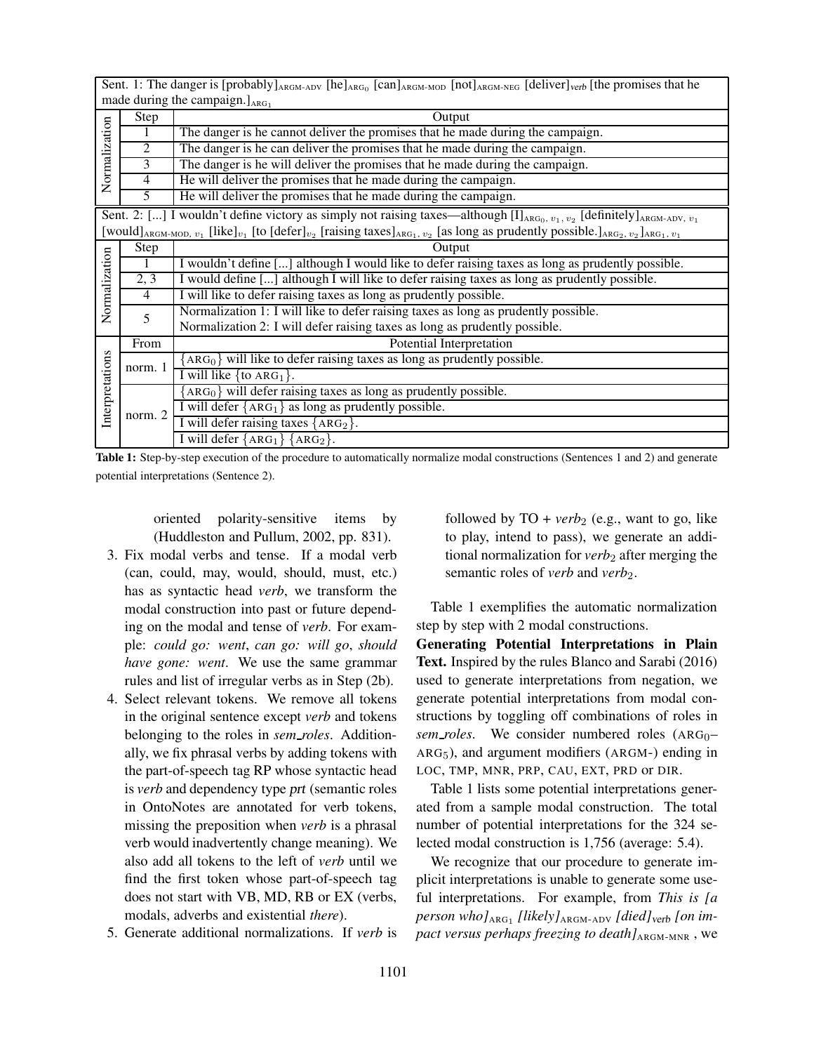| | Sent. 1: The danger is [probably]$_{\text{ARGM-ADV}}$ [he]$_{\text{ARG}_0}$ [can]$_{\text{ARGM-MOD}}$ [not]$_{\text{ARGM-NEG}}$ [deliver]$_{verb}$ [the promises that he made during the campaign.]$_{\text{ARG}_1}$ |
|---|---|
| **Normalization** | |
| Step | Output |
| 1 | The danger is he cannot deliver the promises that he made during the campaign. |
| 2 | The danger is he can deliver the promises that he made during the campaign. |
| 3 | The danger is he will deliver the promises that he made during the campaign. |
| 4 | He will deliver the promises that he made during the campaign. |
| 5 | He will deliver the promises that he made during the campaign. |

| | Sent. 2: [...] I wouldn't define victory as simply not raising taxes—although [I]$_{\text{ARG}_0,\, v_1,\, v_2}$ [definitely]$_{\text{ARGM-ADV},\, v_1}$ [would]$_{\text{ARGM-MOD},\, v_1}$ [like]$_{v_1}$ [to [defer]$_{v_2}$ [raising taxes]$_{\text{ARG}_1,\, v_2}$ [as long as prudently possible.]$_{\text{ARG}_2,\, v_2}$]$_{\text{ARG}_1,\, v_1}$ |
|---|---|
| **Normalization** | |
| Step | Output |
| 1 | I wouldn't define [...] although I would like to defer raising taxes as long as prudently possible. |
| 2, 3 | I would define [...] although I will like to defer raising taxes as long as prudently possible. |
| 4 | I will like to defer raising taxes as long as prudently possible. |
| 5 | Normalization 1: I will like to defer raising taxes as long as prudently possible.<br>Normalization 2: I will defer raising taxes as long as prudently possible. |
| **Interpretations** | |
| From | Potential Interpretation |
| norm. 1 | {$\text{ARG}_0$} will like to defer raising taxes as long as prudently possible. |
| norm. 1 | I will like {to $\text{ARG}_1$}. |
| norm. 2 | {$\text{ARG}_0$} will defer raising taxes as long as prudently possible. |
| norm. 2 | I will defer {$\text{ARG}_1$} as long as prudently possible. |
| norm. 2 | I will defer raising taxes {$\text{ARG}_2$}. |
| norm. 2 | I will defer {$\text{ARG}_1$} {$\text{ARG}_2$}. |

**Table 1:** Step-by-step execution of the procedure to automatically normalize modal constructions (Sentences 1 and 2) and generate potential interpretations (Sentence 2).

oriented polarity-sensitive items by (Huddleston and Pullum, 2002, pp. 831).

3. Fix modal verbs and tense. If a modal verb (can, could, may, would, should, must, etc.) has as syntactic head *verb*, we transform the modal construction into past or future depending on the modal and tense of *verb*. For example: *could go: went*, *can go: will go*, *should have gone: went*. We use the same grammar rules and list of irregular verbs as in Step (2b).
4. Select relevant tokens. We remove all tokens in the original sentence except *verb* and tokens belonging to the roles in *sem_roles*. Additionally, we fix phrasal verbs by adding tokens with the part-of-speech tag RP whose syntactic head is *verb* and dependency type prt (semantic roles in OntoNotes are annotated for verb tokens, missing the preposition when *verb* is a phrasal verb would inadvertently change meaning). We also add all tokens to the left of *verb* until we find the first token whose part-of-speech tag does not start with VB, MD, RB or EX (verbs, modals, adverbs and existential *there*).
5. Generate additional normalizations. If *verb* is followed by TO + $verb_2$ (e.g., want to go, like to play, intend to pass), we generate an additional normalization for $verb_2$ after merging the semantic roles of *verb* and $verb_2$.

Table 1 exemplifies the automatic normalization step by step with 2 modal constructions.

**Generating Potential Interpretations in Plain Text.** Inspired by the rules Blanco and Sarabi (2016) used to generate interpretations from negation, we generate potential interpretations from modal constructions by toggling off combinations of roles in *sem_roles*. We consider numbered roles ($\text{ARG}_0$–$\text{ARG}_5$), and argument modifiers (ARGM-) ending in LOC, TMP, MNR, PRP, CAU, EXT, PRD or DIR.

Table 1 lists some potential interpretations generated from a sample modal construction. The total number of potential interpretations for the 324 selected modal construction is 1,756 (average: 5.4).

We recognize that our procedure to generate implicit interpretations is unable to generate some useful interpretations. For example, from *This is [a person who]*$_{\text{ARG}_1}$ *[likely]*$_{\text{ARGM-ADV}}$ *[died]*$_{verb}$ *[on impact versus perhaps freezing to death]*$_{\text{ARGM-MNR}}$ , we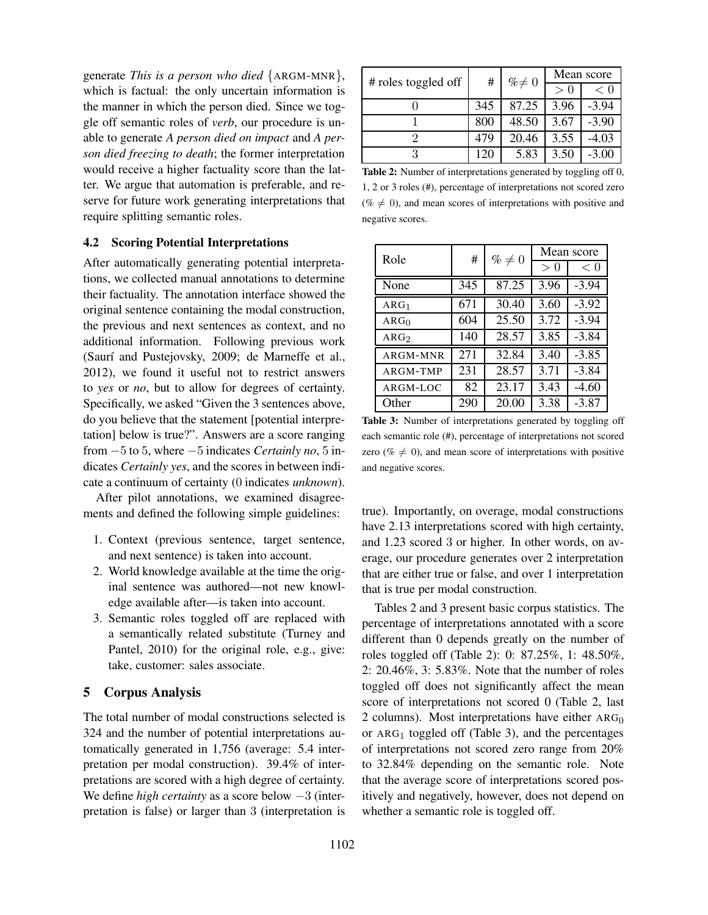generate *This is a person who died* {ARGM-MNR}, which is factual: the only uncertain information is the manner in which the person died. Since we toggle off semantic roles of *verb*, our procedure is unable to generate *A person died on impact* and *A person died freezing to death*; the former interpretation would receive a higher factuality score than the latter. We argue that automation is preferable, and reserve for future work generating interpretations that require splitting semantic roles.

### 4.2 Scoring Potential Interpretations

After automatically generating potential interpretations, we collected manual annotations to determine their factuality. The annotation interface showed the original sentence containing the modal construction, the previous and next sentences as context, and no additional information. Following previous work (Saurí and Pustejovsky, 2009; de Marneffe et al., 2012), we found it useful not to restrict answers to *yes* or *no*, but to allow for degrees of certainty. Specifically, we asked "Given the 3 sentences above, do you believe that the statement [potential interpretation] below is true?". Answers are a score ranging from $-5$ to 5, where $-5$ indicates *Certainly no*, 5 indicates *Certainly yes*, and the scores in between indicate a continuum of certainty (0 indicates *unknown*).

After pilot annotations, we examined disagreements and defined the following simple guidelines:

1. Context (previous sentence, target sentence, and next sentence) is taken into account.
2. World knowledge available at the time the original sentence was authored—not new knowledge available after—is taken into account.
3. Semantic roles toggled off are replaced with a semantically related substitute (Turney and Pantel, 2010) for the original role, e.g., give: take, customer: sales associate.

## 5 Corpus Analysis

The total number of modal constructions selected is 324 and the number of potential interpretations automatically generated in 1,756 (average: 5.4 interpretation per modal construction). 39.4% of interpretations are scored with a high degree of certainty. We define *high certainty* as a score below $-3$ (interpretation is false) or larger than 3 (interpretation is true). Importantly, on overage, modal constructions have 2.13 interpretations scored with high certainty, and 1.23 scored 3 or higher. In other words, on average, our procedure generates over 2 interpretation that are either true or false, and over 1 interpretation that is true per modal construction.

| # roles toggled off | # | $\% \neq 0$ | Mean score | |
|---|---|---|---|---|
| | | | $> 0$ | $< 0$ |
| 0 | 345 | 87.25 | 3.96 | -3.94 |
| 1 | 800 | 48.50 | 3.67 | -3.90 |
| 2 | 479 | 20.46 | 3.55 | -4.03 |
| 3 | 120 | 5.83 | 3.50 | -3.00 |

**Table 2:** Number of interpretations generated by toggling off 0, 1, 2 or 3 roles (#), percentage of interpretations not scored zero ($\% \neq 0$), and mean scores of interpretations with positive and negative scores.

| Role | # | $\% \neq 0$ | Mean score | |
|---|---|---|---|---|
| | | | $> 0$ | $< 0$ |
| None | 345 | 87.25 | 3.96 | -3.94 |
| $\text{ARG}_1$ | 671 | 30.40 | 3.60 | -3.92 |
| $\text{ARG}_0$ | 604 | 25.50 | 3.72 | -3.94 |
| $\text{ARG}_2$ | 140 | 28.57 | 3.85 | -3.84 |
| ARGM-MNR | 271 | 32.84 | 3.40 | -3.85 |
| ARGM-TMP | 231 | 28.57 | 3.71 | -3.84 |
| ARGM-LOC | 82 | 23.17 | 3.43 | -4.60 |
| Other | 290 | 20.00 | 3.38 | -3.87 |

**Table 3:** Number of interpretations generated by toggling off each semantic role (#), percentage of interpretations not scored zero ($\% \neq 0$), and mean score of interpretations with positive and negative scores.

Tables 2 and 3 present basic corpus statistics. The percentage of interpretations annotated with a score different than 0 depends greatly on the number of roles toggled off (Table 2): 0: 87.25%, 1: 48.50%, 2: 20.46%, 3: 5.83%. Note that the number of roles toggled off does not significantly affect the mean score of interpretations not scored 0 (Table 2, last 2 columns). Most interpretations have either $\text{ARG}_0$ or $\text{ARG}_1$ toggled off (Table 3), and the percentages of interpretations not scored zero range from 20% to 32.84% depending on the semantic role. Note that the average score of interpretations scored positively and negatively, however, does not depend on whether a semantic role is toggled off.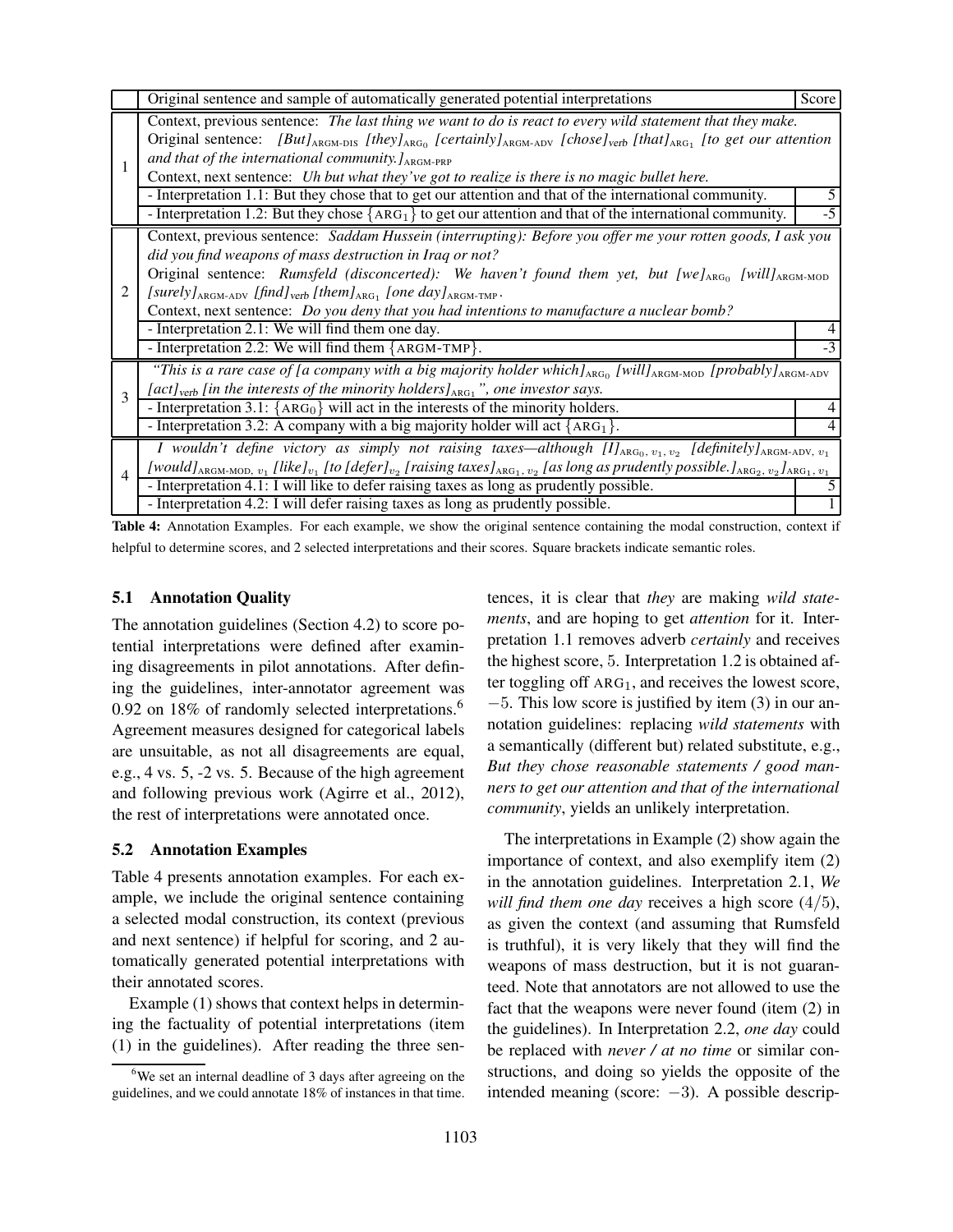| | Original sentence and sample of automatically generated potential interpretations | Score |
|---|---|---|
| 1 | Context, previous sentence: *The last thing we want to do is react to every wild statement that they make.* Original sentence: *[But]$_{\text{ARGM-DIS}}$ [they]$_{\text{ARG}_0}$ [certainly]$_{\text{ARGM-ADV}}$ [chose]$_{\text{verb}}$ [that]$_{\text{ARG}_1}$ [to get our attention and that of the international community.]$_{\text{ARGM-PRP}}$* Context, next sentence: *Uh but what they've got to realize is there is no magic bullet here.* | |
| | - Interpretation 1.1: But they chose that to get our attention and that of the international community. | 5 |
| | - Interpretation 1.2: But they chose $\{\text{ARG}_1\}$ to get our attention and that of the international community. | -5 |
| 2 | Context, previous sentence: *Saddam Hussein (interrupting): Before you offer me your rotten goods, I ask you did you find weapons of mass destruction in Iraq or not?* Original sentence: *Rumsfeld (disconcerted): We haven't found them yet, but [we]$_{\text{ARG}_0}$ [will]$_{\text{ARGM-MOD}}$ [surely]$_{\text{ARGM-ADV}}$ [find]$_{\text{verb}}$ [them]$_{\text{ARG}_1}$ [one day]$_{\text{ARGM-TMP}}$.* Context, next sentence: *Do you deny that you had intentions to manufacture a nuclear bomb?* | |
| | - Interpretation 2.1: We will find them one day. | 4 |
| | - Interpretation 2.2: We will find them $\{\text{ARGM-TMP}\}$. | -3 |
| 3 | *"This is a rare case of [a company with a big majority holder which]$_{\text{ARG}_0}$ [will]$_{\text{ARGM-MOD}}$ [probably]$_{\text{ARGM-ADV}}$ [act]$_{\text{verb}}$ [in the interests of the minority holders]$_{\text{ARG}_1}$", one investor says.* | |
| | - Interpretation 3.1: $\{\text{ARG}_0\}$ will act in the interests of the minority holders. | 4 |
| | - Interpretation 3.2: A company with a big majority holder will act $\{\text{ARG}_1\}$. | 4 |
| 4 | *I wouldn't define victory as simply not raising taxes—although [I]$_{\text{ARG}_0,\, v_1,\, v_2}$ [definitely]$_{\text{ARGM-ADV},\, v_1}$ [would]$_{\text{ARGM-MOD},\, v_1}$ [like]$_{v_1}$ [to [defer]$_{v_2}$ [raising taxes]$_{\text{ARG}_1,\, v_2}$ [as long as prudently possible.]$_{\text{ARG}_2,\, v_2}$]$_{\text{ARG}_1,\, v_1}$* | |
| | - Interpretation 4.1: I will like to defer raising taxes as long as prudently possible. | 5 |
| | - Interpretation 4.2: I will defer raising taxes as long as prudently possible. | 1 |

**Table 4:** Annotation Examples. For each example, we show the original sentence containing the modal construction, context if helpful to determine scores, and 2 selected interpretations and their scores. Square brackets indicate semantic roles.

### 5.1 Annotation Quality

The annotation guidelines (Section 4.2) to score potential interpretations were defined after examining disagreements in pilot annotations. After defining the guidelines, inter-annotator agreement was 0.92 on 18% of randomly selected interpretations.[6] Agreement measures designed for categorical labels are unsuitable, as not all disagreements are equal, e.g., 4 vs. 5, -2 vs. 5. Because of the high agreement and following previous work (Agirre et al., 2012), the rest of interpretations were annotated once.

### 5.2 Annotation Examples

Table 4 presents annotation examples. For each example, we include the original sentence containing a selected modal construction, its context (previous and next sentence) if helpful for scoring, and 2 automatically generated potential interpretations with their annotated scores.

Example (1) shows that context helps in determining the factuality of potential interpretations (item (1) in the guidelines). After reading the three sentences, it is clear that *they* are making *wild statements*, and are hoping to get *attention* for it. Interpretation 1.1 removes adverb *certainly* and receives the highest score, 5. Interpretation 1.2 is obtained after toggling off $\text{ARG}_1$, and receives the lowest score, $-5$. This low score is justified by item (3) in our annotation guidelines: replacing *wild statements* with a semantically (different but) related substitute, e.g., *But they chose reasonable statements / good manners to get our attention and that of the international community*, yields an unlikely interpretation.

The interpretations in Example (2) show again the importance of context, and also exemplify item (2) in the annotation guidelines. Interpretation 2.1, *We will find them one day* receives a high score ($4/5$), as given the context (and assuming that Rumsfeld is truthful), it is very likely that they will find the weapons of mass destruction, but it is not guaranteed. Note that annotators are not allowed to use the fact that the weapons were never found (item (2) in the guidelines). In Interpretation 2.2, *one day* could be replaced with *never / at no time* or similar constructions, and doing so yields the opposite of the intended meaning (score: $-3$). A possible descrip-

[6] We set an internal deadline of 3 days after agreeing on the guidelines, and we could annotate 18% of instances in that time.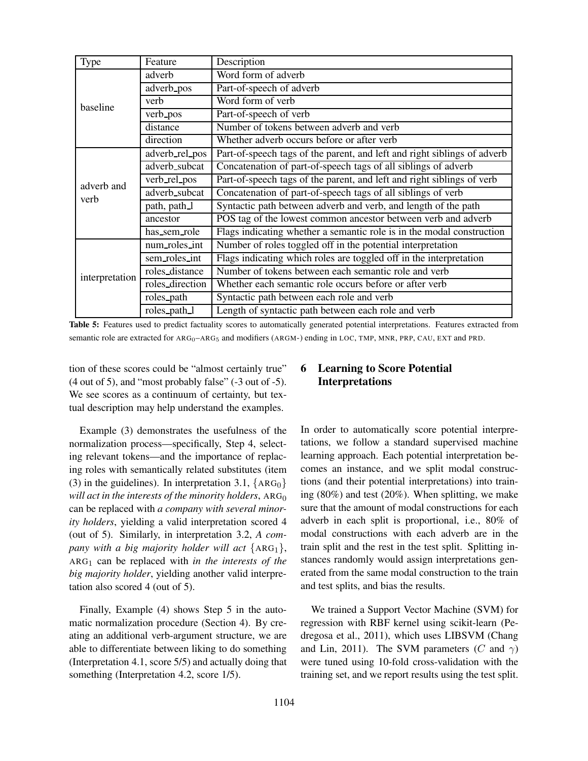| Type | Feature | Description |
|---|---|---|
| baseline | adverb | Word form of adverb |
| | adverb_pos | Part-of-speech of adverb |
| | verb | Word form of verb |
| | verb_pos | Part-of-speech of verb |
| | distance | Number of tokens between adverb and verb |
| | direction | Whether adverb occurs before or after verb |
| adverb and verb | adverb_rel_pos | Part-of-speech tags of the parent, and left and right siblings of adverb |
| | adverb_subcat | Concatenation of part-of-speech tags of all siblings of adverb |
| | verb_rel_pos | Part-of-speech tags of the parent, and left and right siblings of verb |
| | adverb_subcat | Concatenation of part-of-speech tags of all siblings of verb |
| | path, path_l | Syntactic path between adverb and verb, and length of the path |
| | ancestor | POS tag of the lowest common ancestor between verb and adverb |
| | has_sem_role | Flags indicating whether a semantic role is in the modal construction |
| interpretation | num_roles_int | Number of roles toggled off in the potential interpretation |
| | sem_roles_int | Flags indicating which roles are toggled off in the interpretation |
| | roles_distance | Number of tokens between each semantic role and verb |
| | roles_direction | Whether each semantic role occurs before or after verb |
| | roles_path | Syntactic path between each role and verb |
| | roles_path_l | Length of syntactic path between each role and verb |

**Table 5:** Features used to predict factuality scores to automatically generated potential interpretations. Features extracted from semantic role are extracted for $\text{ARG}_0$–$\text{ARG}_5$ and modifiers (ARGM-) ending in LOC, TMP, MNR, PRP, CAU, EXT and PRD.

tion of these scores could be "almost certainly true" (4 out of 5), and "most probably false" (-3 out of -5). We see scores as a continuum of certainty, but textual description may help understand the examples.

Example (3) demonstrates the usefulness of the normalization process—specifically, Step 4, selecting relevant tokens—and the importance of replacing roles with semantically related substitutes (item (3) in the guidelines). In interpretation 3.1, $\{\text{ARG}_0\}$ *will act in the interests of the minority holders*, $\text{ARG}_0$ can be replaced with *a company with several minority holders*, yielding a valid interpretation scored 4 (out of 5). Similarly, in interpretation 3.2, *A company with a big majority holder will act* $\{\text{ARG}_1\}$, $\text{ARG}_1$ can be replaced with *in the interests of the big majority holder*, yielding another valid interpretation also scored 4 (out of 5).

Finally, Example (4) shows Step 5 in the automatic normalization procedure (Section 4). By creating an additional verb-argument structure, we are able to differentiate between liking to do something (Interpretation 4.1, score 5/5) and actually doing that something (Interpretation 4.2, score 1/5).

## 6 Learning to Score Potential Interpretations

In order to automatically score potential interpretations, we follow a standard supervised machine learning approach. Each potential interpretation becomes an instance, and we split modal constructions (and their potential interpretations) into training (80%) and test (20%). When splitting, we make sure that the amount of modal constructions for each adverb in each split is proportional, i.e., 80% of modal constructions with each adverb are in the train split and the rest in the test split. Splitting instances randomly would assign interpretations generated from the same modal construction to the train and test splits, and bias the results.

We trained a Support Vector Machine (SVM) for regression with RBF kernel using scikit-learn (Pedregosa et al., 2011), which uses LIBSVM (Chang and Lin, 2011). The SVM parameters ($C$ and $\gamma$) were tuned using 10-fold cross-validation with the training set, and we report results using the test split.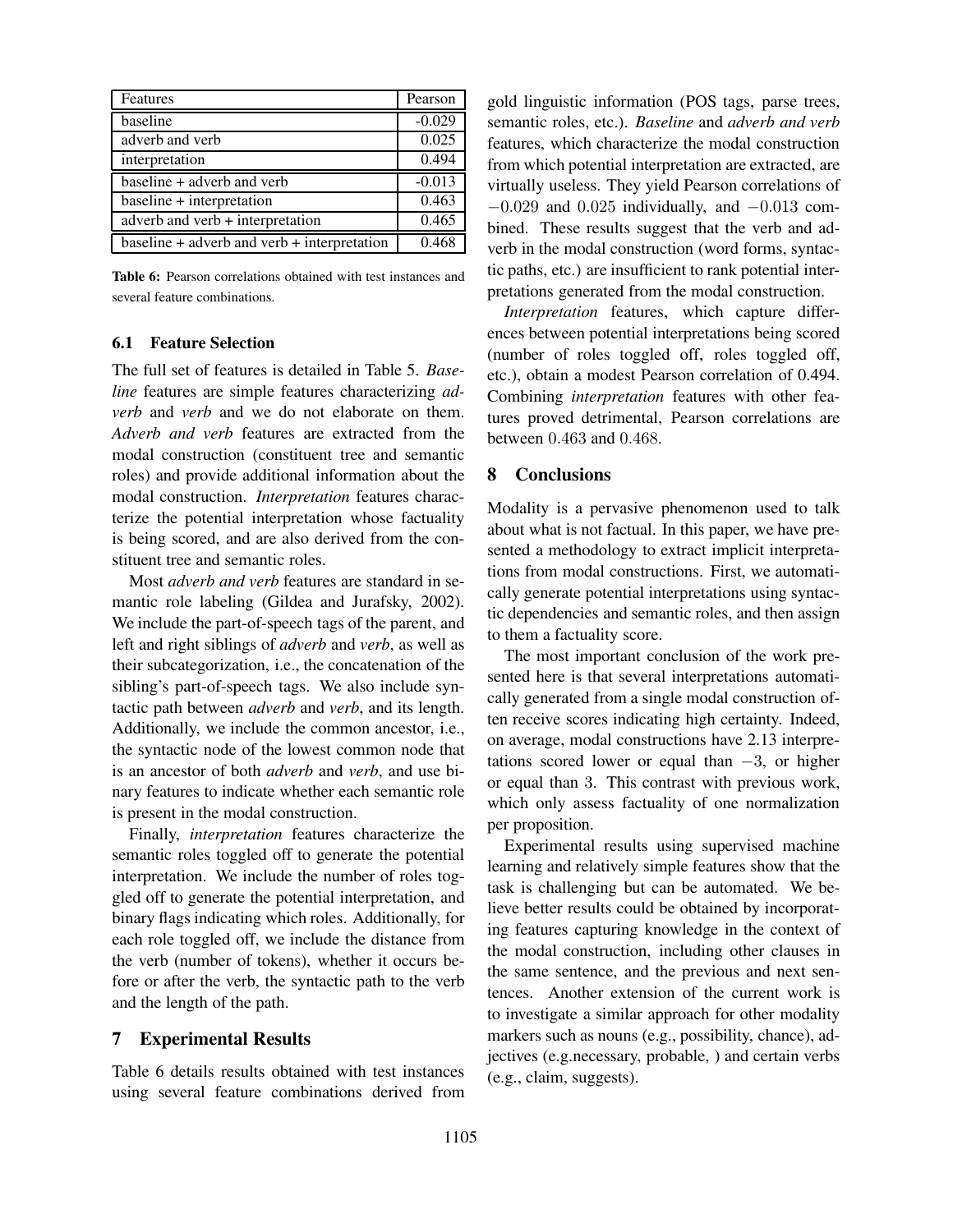| Features | Pearson |
|---|---|
| baseline | -0.029 |
| adverb and verb | 0.025 |
| interpretation | 0.494 |
| baseline + adverb and verb | -0.013 |
| baseline + interpretation | 0.463 |
| adverb and verb + interpretation | 0.465 |
| baseline + adverb and verb + interpretation | 0.468 |

**Table 6:** Pearson correlations obtained with test instances and several feature combinations.

### 6.1 Feature Selection

The full set of features is detailed in Table 5. *Baseline* features are simple features characterizing *adverb* and *verb* and we do not elaborate on them. *Adverb and verb* features are extracted from the modal construction (constituent tree and semantic roles) and provide additional information about the modal construction. *Interpretation* features characterize the potential interpretation whose factuality is being scored, and are also derived from the constituent tree and semantic roles.

Most *adverb and verb* features are standard in semantic role labeling (Gildea and Jurafsky, 2002). We include the part-of-speech tags of the parent, and left and right siblings of *adverb* and *verb*, as well as their subcategorization, i.e., the concatenation of the sibling's part-of-speech tags. We also include syntactic path between *adverb* and *verb*, and its length. Additionally, we include the common ancestor, i.e., the syntactic node of the lowest common node that is an ancestor of both *adverb* and *verb*, and use binary features to indicate whether each semantic role is present in the modal construction.

Finally, *interpretation* features characterize the semantic roles toggled off to generate the potential interpretation. We include the number of roles toggled off to generate the potential interpretation, and binary flags indicating which roles. Additionally, for each role toggled off, we include the distance from the verb (number of tokens), whether it occurs before or after the verb, the syntactic path to the verb and the length of the path.

## 7 Experimental Results

Table 6 details results obtained with test instances using several feature combinations derived from gold linguistic information (POS tags, parse trees, semantic roles, etc.). *Baseline* and *adverb and verb* features, which characterize the modal construction from which potential interpretation are extracted, are virtually useless. They yield Pearson correlations of $-0.029$ and $0.025$ individually, and $-0.013$ combined. These results suggest that the verb and adverb in the modal construction (word forms, syntactic paths, etc.) are insufficient to rank potential interpretations generated from the modal construction.

*Interpretation* features, which capture differences between potential interpretations being scored (number of roles toggled off, roles toggled off, etc.), obtain a modest Pearson correlation of 0.494. Combining *interpretation* features with other features proved detrimental, Pearson correlations are between $0.463$ and $0.468$.

## 8 Conclusions

Modality is a pervasive phenomenon used to talk about what is not factual. In this paper, we have presented a methodology to extract implicit interpretations from modal constructions. First, we automatically generate potential interpretations using syntactic dependencies and semantic roles, and then assign to them a factuality score.

The most important conclusion of the work presented here is that several interpretations automatically generated from a single modal construction often receive scores indicating high certainty. Indeed, on average, modal constructions have 2.13 interpretations scored lower or equal than $-3$, or higher or equal than 3. This contrast with previous work, which only assess factuality of one normalization per proposition.

Experimental results using supervised machine learning and relatively simple features show that the task is challenging but can be automated. We believe better results could be obtained by incorporating features capturing knowledge in the context of the modal construction, including other clauses in the same sentence, and the previous and next sentences. Another extension of the current work is to investigate a similar approach for other modality markers such as nouns (e.g., possibility, chance), adjectives (e.g.necessary, probable, ) and certain verbs (e.g., claim, suggests).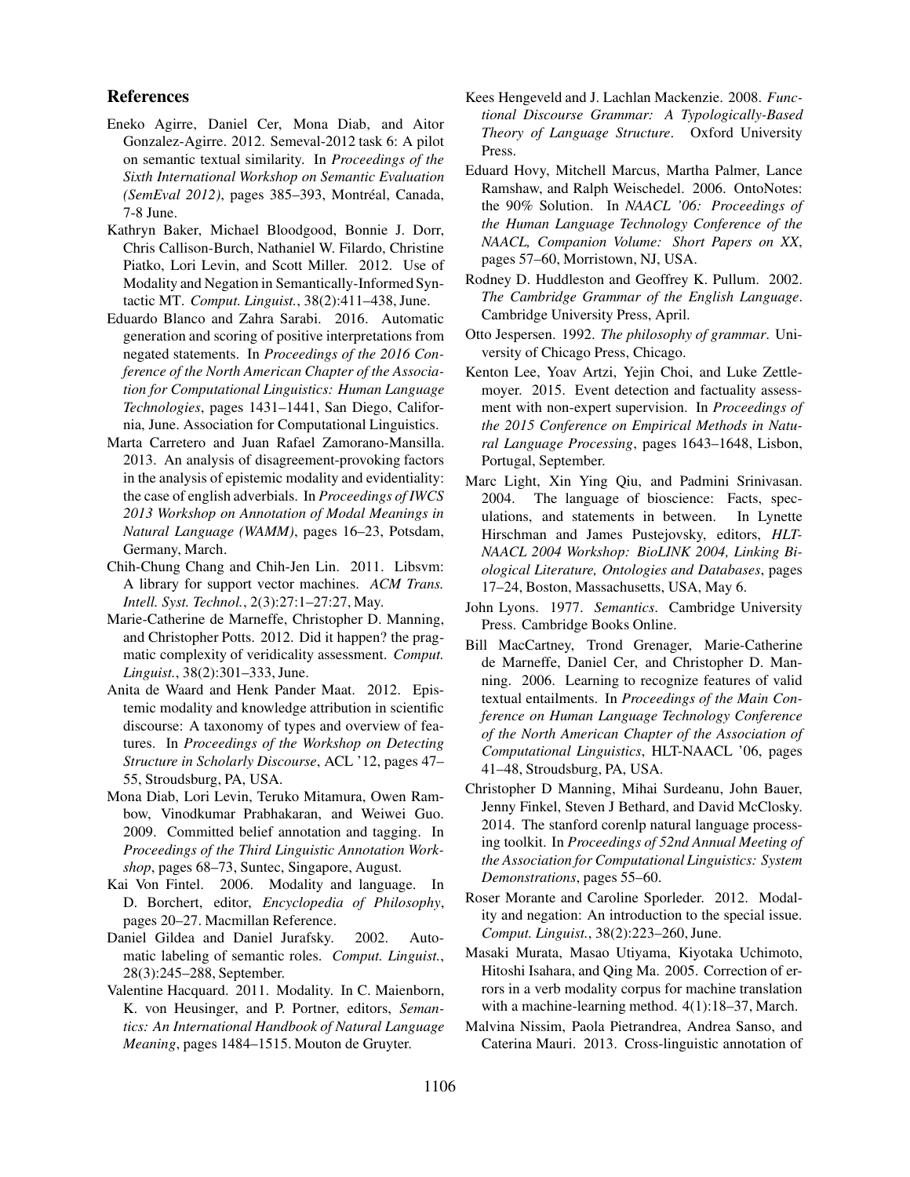## References

Eneko Agirre, Daniel Cer, Mona Diab, and Aitor Gonzalez-Agirre. 2012. Semeval-2012 task 6: A pilot on semantic textual similarity. In *Proceedings of the Sixth International Workshop on Semantic Evaluation (SemEval 2012)*, pages 385–393, Montréal, Canada, 7-8 June.

Kathryn Baker, Michael Bloodgood, Bonnie J. Dorr, Chris Callison-Burch, Nathaniel W. Filardo, Christine Piatko, Lori Levin, and Scott Miller. 2012. Use of Modality and Negation in Semantically-Informed Syntactic MT. *Comput. Linguist.*, 38(2):411–438, June.

Eduardo Blanco and Zahra Sarabi. 2016. Automatic generation and scoring of positive interpretations from negated statements. In *Proceedings of the 2016 Conference of the North American Chapter of the Association for Computational Linguistics: Human Language Technologies*, pages 1431–1441, San Diego, California, June. Association for Computational Linguistics.

Marta Carretero and Juan Rafael Zamorano-Mansilla. 2013. An analysis of disagreement-provoking factors in the analysis of epistemic modality and evidentiality: the case of english adverbials. In *Proceedings of IWCS 2013 Workshop on Annotation of Modal Meanings in Natural Language (WAMM)*, pages 16–23, Potsdam, Germany, March.

Chih-Chung Chang and Chih-Jen Lin. 2011. Libsvm: A library for support vector machines. *ACM Trans. Intell. Syst. Technol.*, 2(3):27:1–27:27, May.

Marie-Catherine de Marneffe, Christopher D. Manning, and Christopher Potts. 2012. Did it happen? the pragmatic complexity of veridicality assessment. *Comput. Linguist.*, 38(2):301–333, June.

Anita de Waard and Henk Pander Maat. 2012. Epistemic modality and knowledge attribution in scientific discourse: A taxonomy of types and overview of features. In *Proceedings of the Workshop on Detecting Structure in Scholarly Discourse*, ACL '12, pages 47–55, Stroudsburg, PA, USA.

Mona Diab, Lori Levin, Teruko Mitamura, Owen Rambow, Vinodkumar Prabhakaran, and Weiwei Guo. 2009. Committed belief annotation and tagging. In *Proceedings of the Third Linguistic Annotation Workshop*, pages 68–73, Suntec, Singapore, August.

Kai Von Fintel. 2006. Modality and language. In D. Borchert, editor, *Encyclopedia of Philosophy*, pages 20–27. Macmillan Reference.

Daniel Gildea and Daniel Jurafsky. 2002. Automatic labeling of semantic roles. *Comput. Linguist.*, 28(3):245–288, September.

Valentine Hacquard. 2011. Modality. In C. Maienborn, K. von Heusinger, and P. Portner, editors, *Semantics: An International Handbook of Natural Language Meaning*, pages 1484–1515. Mouton de Gruyter.

Kees Hengeveld and J. Lachlan Mackenzie. 2008. *Functional Discourse Grammar: A Typologically-Based Theory of Language Structure*. Oxford University Press.

Eduard Hovy, Mitchell Marcus, Martha Palmer, Lance Ramshaw, and Ralph Weischedel. 2006. OntoNotes: the 90% Solution. In *NAACL '06: Proceedings of the Human Language Technology Conference of the NAACL, Companion Volume: Short Papers on XX*, pages 57–60, Morristown, NJ, USA.

Rodney D. Huddleston and Geoffrey K. Pullum. 2002. *The Cambridge Grammar of the English Language*. Cambridge University Press, April.

Otto Jespersen. 1992. *The philosophy of grammar*. University of Chicago Press, Chicago.

Kenton Lee, Yoav Artzi, Yejin Choi, and Luke Zettlemoyer. 2015. Event detection and factuality assessment with non-expert supervision. In *Proceedings of the 2015 Conference on Empirical Methods in Natural Language Processing*, pages 1643–1648, Lisbon, Portugal, September.

Marc Light, Xin Ying Qiu, and Padmini Srinivasan. 2004. The language of bioscience: Facts, speculations, and statements in between. In Lynette Hirschman and James Pustejovsky, editors, *HLT-NAACL 2004 Workshop: BioLINK 2004, Linking Biological Literature, Ontologies and Databases*, pages 17–24, Boston, Massachusetts, USA, May 6.

John Lyons. 1977. *Semantics*. Cambridge University Press. Cambridge Books Online.

Bill MacCartney, Trond Grenager, Marie-Catherine de Marneffe, Daniel Cer, and Christopher D. Manning. 2006. Learning to recognize features of valid textual entailments. In *Proceedings of the Main Conference on Human Language Technology Conference of the North American Chapter of the Association of Computational Linguistics*, HLT-NAACL '06, pages 41–48, Stroudsburg, PA, USA.

Christopher D Manning, Mihai Surdeanu, John Bauer, Jenny Finkel, Steven J Bethard, and David McClosky. 2014. The stanford corenlp natural language processing toolkit. In *Proceedings of 52nd Annual Meeting of the Association for Computational Linguistics: System Demonstrations*, pages 55–60.

Roser Morante and Caroline Sporleder. 2012. Modality and negation: An introduction to the special issue. *Comput. Linguist.*, 38(2):223–260, June.

Masaki Murata, Masao Utiyama, Kiyotaka Uchimoto, Hitoshi Isahara, and Qing Ma. 2005. Correction of errors in a verb modality corpus for machine translation with a machine-learning method. 4(1):18–37, March.

Malvina Nissim, Paola Pietrandrea, Andrea Sanso, and Caterina Mauri. 2013. Cross-linguistic annotation of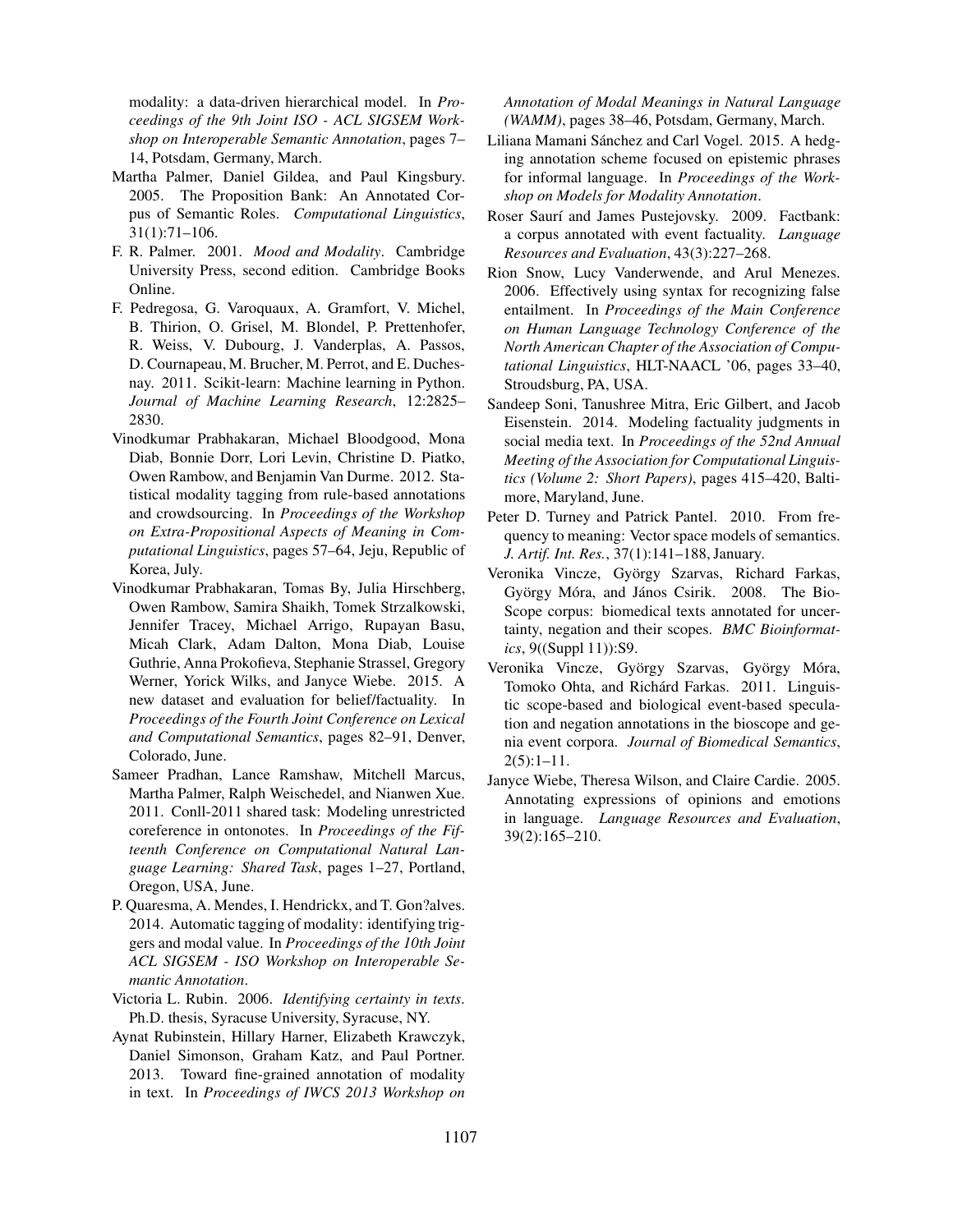modality: a data-driven hierarchical model. In *Proceedings of the 9th Joint ISO - ACL SIGSEM Workshop on Interoperable Semantic Annotation*, pages 7–14, Potsdam, Germany, March.

Martha Palmer, Daniel Gildea, and Paul Kingsbury. 2005. The Proposition Bank: An Annotated Corpus of Semantic Roles. *Computational Linguistics*, 31(1):71–106.

F. R. Palmer. 2001. *Mood and Modality*. Cambridge University Press, second edition. Cambridge Books Online.

F. Pedregosa, G. Varoquaux, A. Gramfort, V. Michel, B. Thirion, O. Grisel, M. Blondel, P. Prettenhofer, R. Weiss, V. Dubourg, J. Vanderplas, A. Passos, D. Cournapeau, M. Brucher, M. Perrot, and E. Duchesnay. 2011. Scikit-learn: Machine learning in Python. *Journal of Machine Learning Research*, 12:2825–2830.

Vinodkumar Prabhakaran, Michael Bloodgood, Mona Diab, Bonnie Dorr, Lori Levin, Christine D. Piatko, Owen Rambow, and Benjamin Van Durme. 2012. Statistical modality tagging from rule-based annotations and crowdsourcing. In *Proceedings of the Workshop on Extra-Propositional Aspects of Meaning in Computational Linguistics*, pages 57–64, Jeju, Republic of Korea, July.

Vinodkumar Prabhakaran, Tomas By, Julia Hirschberg, Owen Rambow, Samira Shaikh, Tomek Strzalkowski, Jennifer Tracey, Michael Arrigo, Rupayan Basu, Micah Clark, Adam Dalton, Mona Diab, Louise Guthrie, Anna Prokofieva, Stephanie Strassel, Gregory Werner, Yorick Wilks, and Janyce Wiebe. 2015. A new dataset and evaluation for belief/factuality. In *Proceedings of the Fourth Joint Conference on Lexical and Computational Semantics*, pages 82–91, Denver, Colorado, June.

Sameer Pradhan, Lance Ramshaw, Mitchell Marcus, Martha Palmer, Ralph Weischedel, and Nianwen Xue. 2011. Conll-2011 shared task: Modeling unrestricted coreference in ontonotes. In *Proceedings of the Fifteenth Conference on Computational Natural Language Learning: Shared Task*, pages 1–27, Portland, Oregon, USA, June.

P. Quaresma, A. Mendes, I. Hendrickx, and T. Gon?alves. 2014. Automatic tagging of modality: identifying triggers and modal value. In *Proceedings of the 10th Joint ACL SIGSEM - ISO Workshop on Interoperable Semantic Annotation*.

Victoria L. Rubin. 2006. *Identifying certainty in texts*. Ph.D. thesis, Syracuse University, Syracuse, NY.

Aynat Rubinstein, Hillary Harner, Elizabeth Krawczyk, Daniel Simonson, Graham Katz, and Paul Portner. 2013. Toward fine-grained annotation of modality in text. In *Proceedings of IWCS 2013 Workshop on Annotation of Modal Meanings in Natural Language (WAMM)*, pages 38–46, Potsdam, Germany, March.

Liliana Mamani Sánchez and Carl Vogel. 2015. A hedging annotation scheme focused on epistemic phrases for informal language. In *Proceedings of the Workshop on Models for Modality Annotation*.

Roser Saurí and James Pustejovsky. 2009. Factbank: a corpus annotated with event factuality. *Language Resources and Evaluation*, 43(3):227–268.

Rion Snow, Lucy Vanderwende, and Arul Menezes. 2006. Effectively using syntax for recognizing false entailment. In *Proceedings of the Main Conference on Human Language Technology Conference of the North American Chapter of the Association of Computational Linguistics*, HLT-NAACL '06, pages 33–40, Stroudsburg, PA, USA.

Sandeep Soni, Tanushree Mitra, Eric Gilbert, and Jacob Eisenstein. 2014. Modeling factuality judgments in social media text. In *Proceedings of the 52nd Annual Meeting of the Association for Computational Linguistics (Volume 2: Short Papers)*, pages 415–420, Baltimore, Maryland, June.

Peter D. Turney and Patrick Pantel. 2010. From frequency to meaning: Vector space models of semantics. *J. Artif. Int. Res.*, 37(1):141–188, January.

Veronika Vincze, György Szarvas, Richard Farkas, György Móra, and János Csirik. 2008. The BioScope corpus: biomedical texts annotated for uncertainty, negation and their scopes. *BMC Bioinformatics*, 9((Suppl 11)):S9.

Veronika Vincze, György Szarvas, György Móra, Tomoko Ohta, and Richárd Farkas. 2011. Linguistic scope-based and biological event-based speculation and negation annotations in the bioscope and genia event corpora. *Journal of Biomedical Semantics*, 2(5):1–11.

Janyce Wiebe, Theresa Wilson, and Claire Cardie. 2005. Annotating expressions of opinions and emotions in language. *Language Resources and Evaluation*, 39(2):165–210.